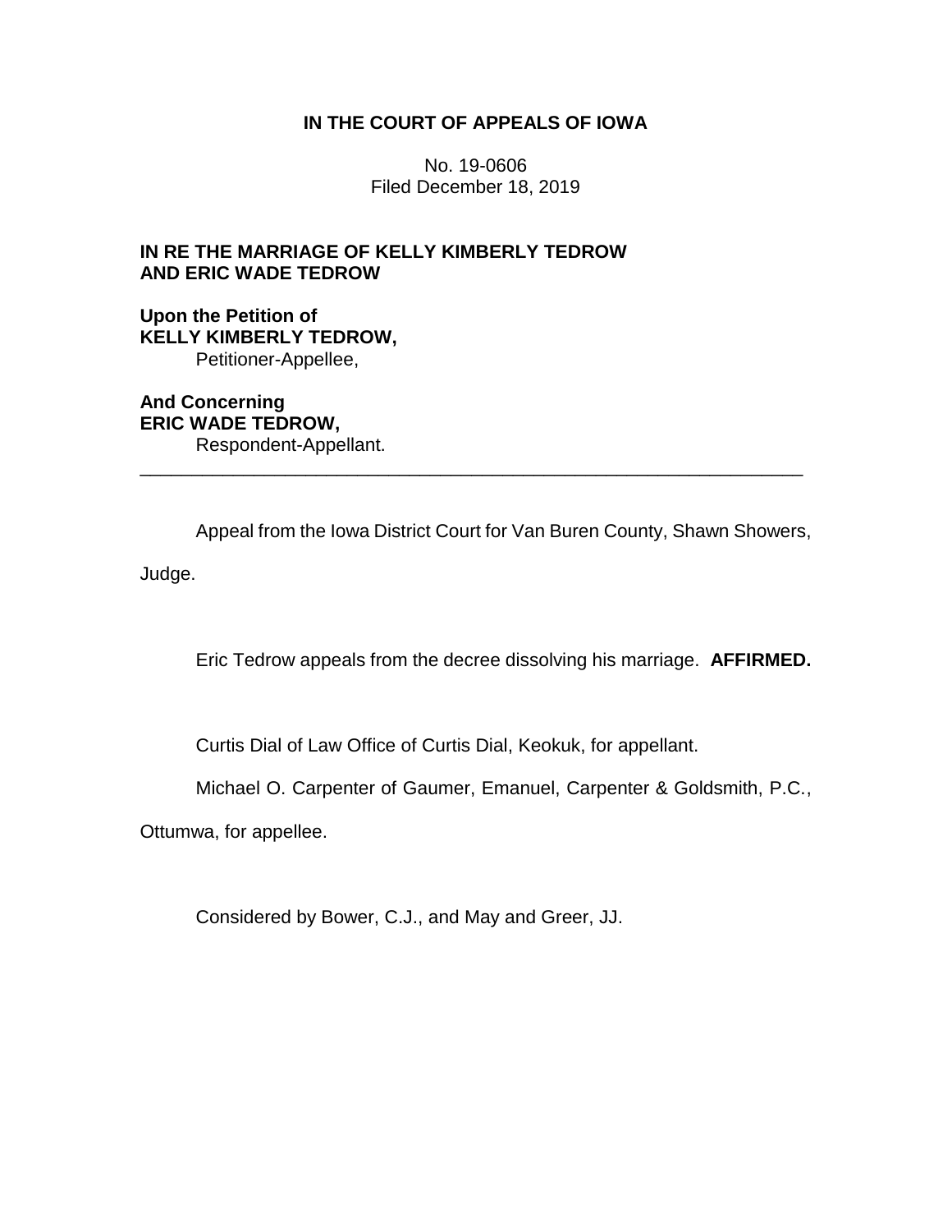**IN THE COURT OF APPEALS OF IOWA**

No. 19-0606
Filed December 18, 2019

**IN RE THE MARRIAGE OF KELLY KIMBERLY TEDROW AND ERIC WADE TEDROW**

**Upon the Petition of**
**KELLY KIMBERLY TEDROW,**
Petitioner-Appellee,

**And Concerning**
**ERIC WADE TEDROW,**
Respondent-Appellant.

---

Appeal from the Iowa District Court for Van Buren County, Shawn Showers, Judge.

Eric Tedrow appeals from the decree dissolving his marriage. **AFFIRMED.**

Curtis Dial of Law Office of Curtis Dial, Keokuk, for appellant.

Michael O. Carpenter of Gaumer, Emanuel, Carpenter & Goldsmith, P.C., Ottumwa, for appellee.

Considered by Bower, C.J., and May and Greer, JJ.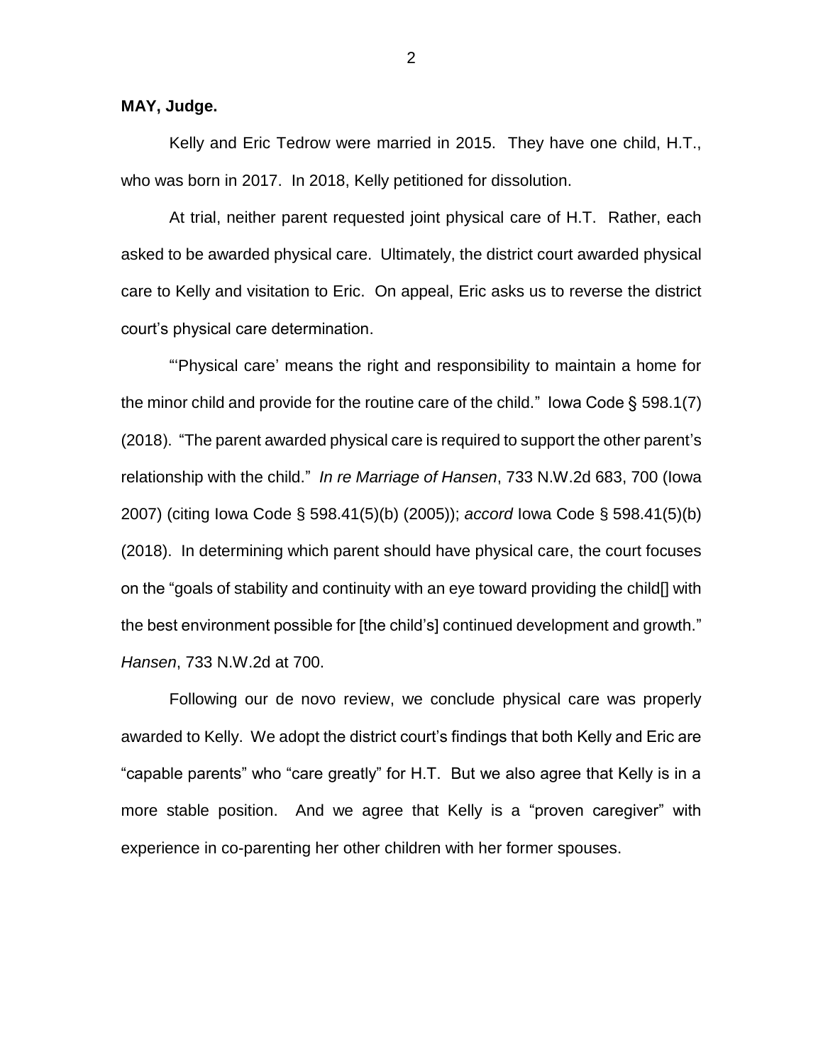**MAY, Judge.**

Kelly and Eric Tedrow were married in 2015. They have one child, H.T., who was born in 2017. In 2018, Kelly petitioned for dissolution.

At trial, neither parent requested joint physical care of H.T. Rather, each asked to be awarded physical care. Ultimately, the district court awarded physical care to Kelly and visitation to Eric. On appeal, Eric asks us to reverse the district court's physical care determination.

"'Physical care' means the right and responsibility to maintain a home for the minor child and provide for the routine care of the child." Iowa Code § 598.1(7) (2018). "The parent awarded physical care is required to support the other parent's relationship with the child." *In re Marriage of Hansen*, 733 N.W.2d 683, 700 (Iowa 2007) (citing Iowa Code § 598.41(5)(b) (2005)); *accord* Iowa Code § 598.41(5)(b) (2018). In determining which parent should have physical care, the court focuses on the "goals of stability and continuity with an eye toward providing the child[] with the best environment possible for [the child's] continued development and growth." *Hansen*, 733 N.W.2d at 700.

Following our de novo review, we conclude physical care was properly awarded to Kelly. We adopt the district court's findings that both Kelly and Eric are "capable parents" who "care greatly" for H.T. But we also agree that Kelly is in a more stable position. And we agree that Kelly is a "proven caregiver" with experience in co-parenting her other children with her former spouses.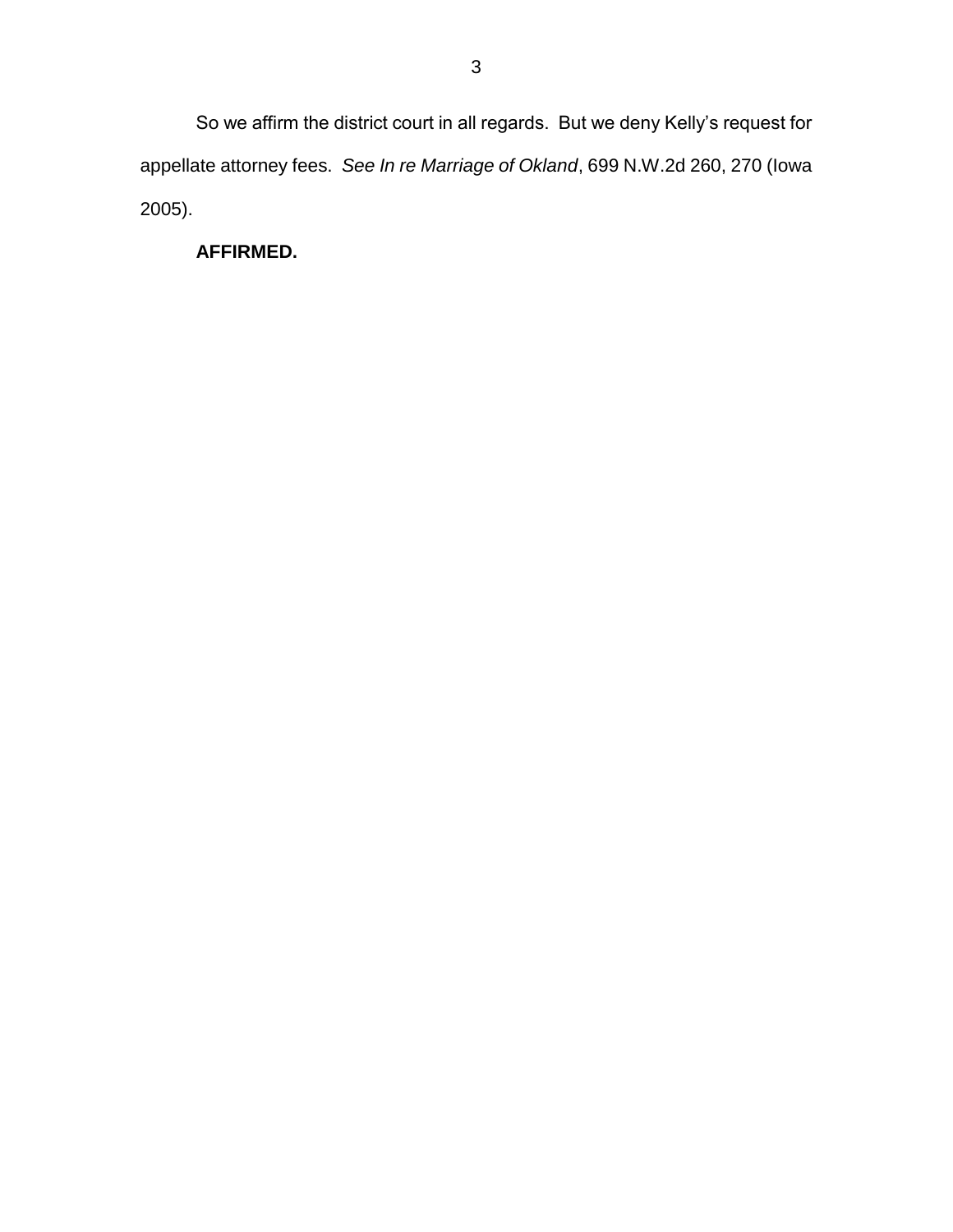So we affirm the district court in all regards. But we deny Kelly's request for appellate attorney fees. *See In re Marriage of Okland*, 699 N.W.2d 260, 270 (Iowa 2005).

**AFFIRMED.**